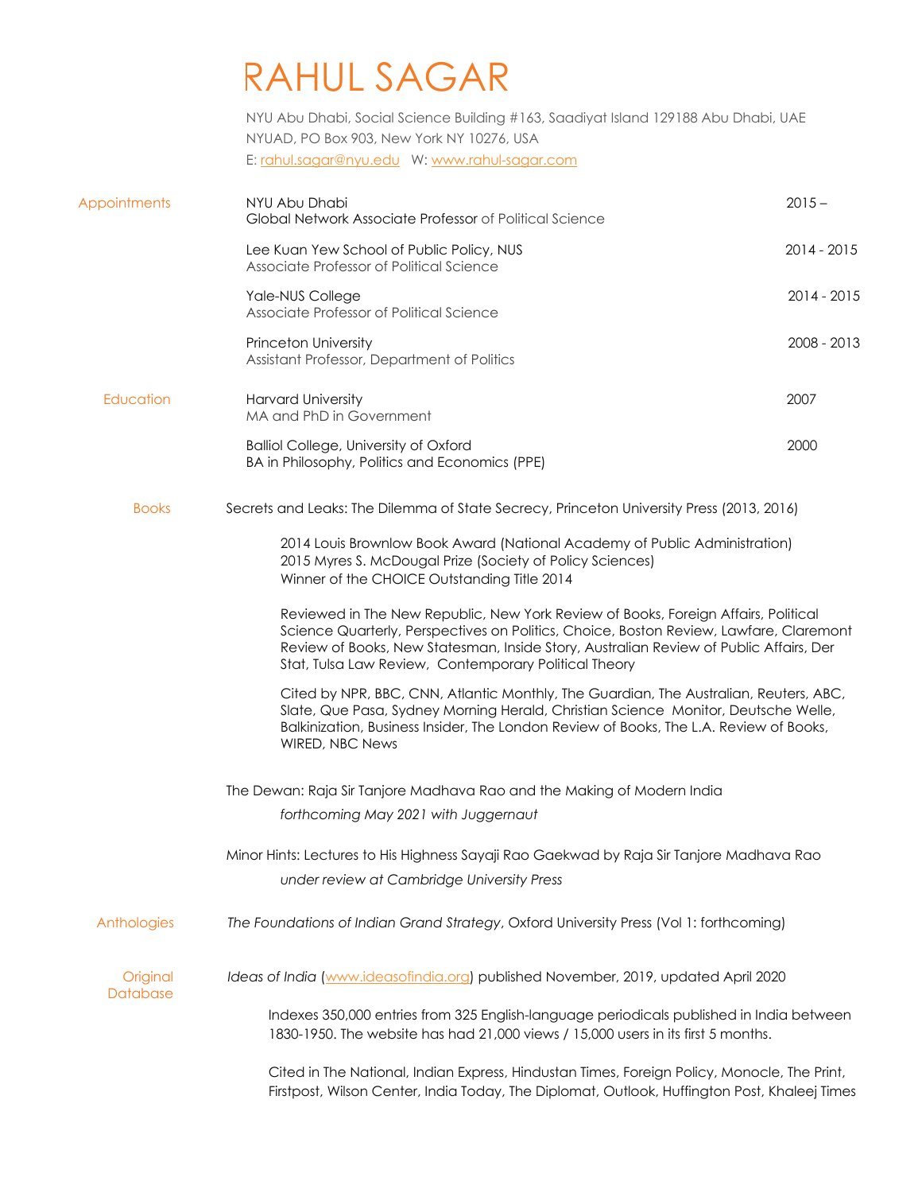# RAHUL SAGAR

NYU Abu Dhabi, Social Science Building #163, Saadiyat Island 129188 Abu Dhabi, UAE
NYUAD, PO Box 903, New York NY 10276, USA
E: rahul.sagar@nyu.edu W: www.rahul-sagar.com

## Appointments

NYU Abu Dhabi — 2015 –
Global Network Associate Professor of Political Science

Lee Kuan Yew School of Public Policy, NUS — 2014 - 2015
Associate Professor of Political Science

Yale-NUS College — 2014 - 2015
Associate Professor of Political Science

Princeton University — 2008 - 2013
Assistant Professor, Department of Politics

## Education

Harvard University — 2007
MA and PhD in Government

Balliol College, University of Oxford — 2000
BA in Philosophy, Politics and Economics (PPE)

## Books

Secrets and Leaks: The Dilemma of State Secrecy, Princeton University Press (2013, 2016)

2014 Louis Brownlow Book Award (National Academy of Public Administration)
2015 Myres S. McDougal Prize (Society of Policy Sciences)
Winner of the CHOICE Outstanding Title 2014

Reviewed in The New Republic, New York Review of Books, Foreign Affairs, Political Science Quarterly, Perspectives on Politics, Choice, Boston Review, Lawfare, Claremont Review of Books, New Statesman, Inside Story, Australian Review of Public Affairs, Der Stat, Tulsa Law Review, Contemporary Political Theory

Cited by NPR, BBC, CNN, Atlantic Monthly, The Guardian, The Australian, Reuters, ABC, Slate, Que Pasa, Sydney Morning Herald, Christian Science Monitor, Deutsche Welle, Balkinization, Business Insider, The London Review of Books, The L.A. Review of Books, WIRED, NBC News

The Dewan: Raja Sir Tanjore Madhava Rao and the Making of Modern India

*forthcoming May 2021 with Juggernaut*

Minor Hints: Lectures to His Highness Sayaji Rao Gaekwad by Raja Sir Tanjore Madhava Rao

*under review at Cambridge University Press*

## Anthologies

*The Foundations of Indian Grand Strategy*, Oxford University Press (Vol 1: forthcoming)

## Original Database

*Ideas of India* (www.ideasofindia.org) published November, 2019, updated April 2020

Indexes 350,000 entries from 325 English-language periodicals published in India between 1830-1950. The website has had 21,000 views / 15,000 users in its first 5 months.

Cited in The National, Indian Express, Hindustan Times, Foreign Policy, Monocle, The Print, Firstpost, Wilson Center, India Today, The Diplomat, Outlook, Huffington Post, Khaleej Times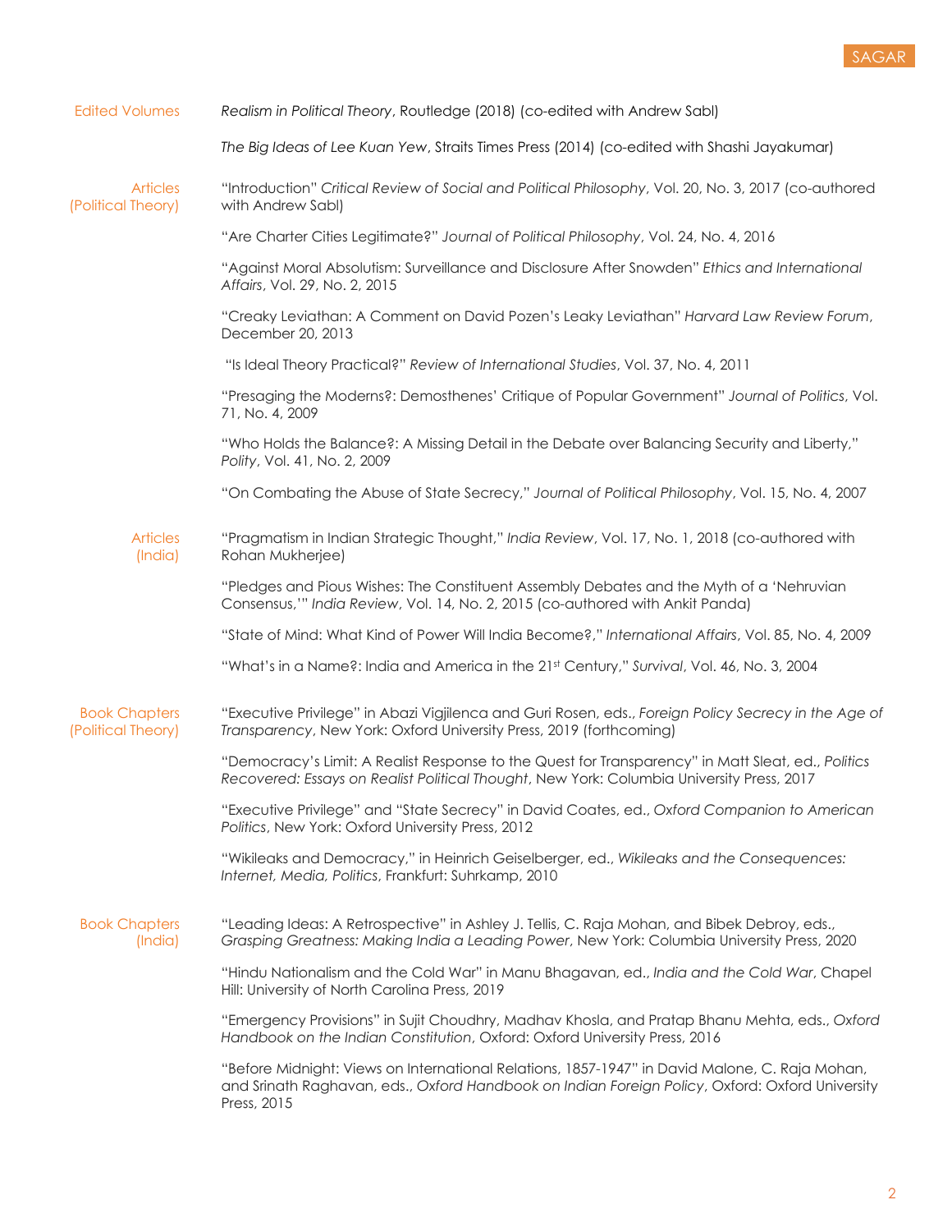## Edited Volumes

*Realism in Political Theory*, Routledge (2018) (co-edited with Andrew Sabl)

*The Big Ideas of Lee Kuan Yew*, Straits Times Press (2014) (co-edited with Shashi Jayakumar)

## Articles (Political Theory)

"Introduction" *Critical Review of Social and Political Philosophy*, Vol. 20, No. 3, 2017 (co-authored with Andrew Sabl)

"Are Charter Cities Legitimate?" *Journal of Political Philosophy*, Vol. 24, No. 4, 2016

"Against Moral Absolutism: Surveillance and Disclosure After Snowden" *Ethics and International Affairs*, Vol. 29, No. 2, 2015

"Creaky Leviathan: A Comment on David Pozen's Leaky Leviathan" *Harvard Law Review Forum*, December 20, 2013

"Is Ideal Theory Practical?" *Review of International Studies*, Vol. 37, No. 4, 2011

"Presaging the Moderns?: Demosthenes' Critique of Popular Government" *Journal of Politics*, Vol. 71, No. 4, 2009

"Who Holds the Balance?: A Missing Detail in the Debate over Balancing Security and Liberty," *Polity*, Vol. 41, No. 2, 2009

"On Combating the Abuse of State Secrecy," *Journal of Political Philosophy*, Vol. 15, No. 4, 2007

## Articles (India)

"Pragmatism in Indian Strategic Thought," *India Review*, Vol. 17, No. 1, 2018 (co-authored with Rohan Mukherjee)

"Pledges and Pious Wishes: The Constituent Assembly Debates and the Myth of a 'Nehruvian Consensus,'" *India Review*, Vol. 14, No. 2, 2015 (co-authored with Ankit Panda)

"State of Mind: What Kind of Power Will India Become?," *International Affairs*, Vol. 85, No. 4, 2009

"What's in a Name?: India and America in the 21st Century," *Survival*, Vol. 46, No. 3, 2004

## Book Chapters (Political Theory)

"Executive Privilege" in Abazi Vigjilenca and Guri Rosen, eds., *Foreign Policy Secrecy in the Age of Transparency*, New York: Oxford University Press, 2019 (forthcoming)

"Democracy's Limit: A Realist Response to the Quest for Transparency" in Matt Sleat, ed., *Politics Recovered: Essays on Realist Political Thought*, New York: Columbia University Press, 2017

"Executive Privilege" and "State Secrecy" in David Coates, ed., *Oxford Companion to American Politics*, New York: Oxford University Press, 2012

"Wikileaks and Democracy," in Heinrich Geiselberger, ed., *Wikileaks and the Consequences: Internet, Media, Politics*, Frankfurt: Suhrkamp, 2010

## Book Chapters (India)

"Leading Ideas: A Retrospective" in Ashley J. Tellis, C. Raja Mohan, and Bibek Debroy, eds., *Grasping Greatness: Making India a Leading Power*, New York: Columbia University Press, 2020

"Hindu Nationalism and the Cold War" in Manu Bhagavan, ed., *India and the Cold War*, Chapel Hill: University of North Carolina Press, 2019

"Emergency Provisions" in Sujit Choudhry, Madhav Khosla, and Pratap Bhanu Mehta, eds., *Oxford Handbook on the Indian Constitution*, Oxford: Oxford University Press, 2016

"Before Midnight: Views on International Relations, 1857-1947" in David Malone, C. Raja Mohan, and Srinath Raghavan, eds., *Oxford Handbook on Indian Foreign Policy*, Oxford: Oxford University Press, 2015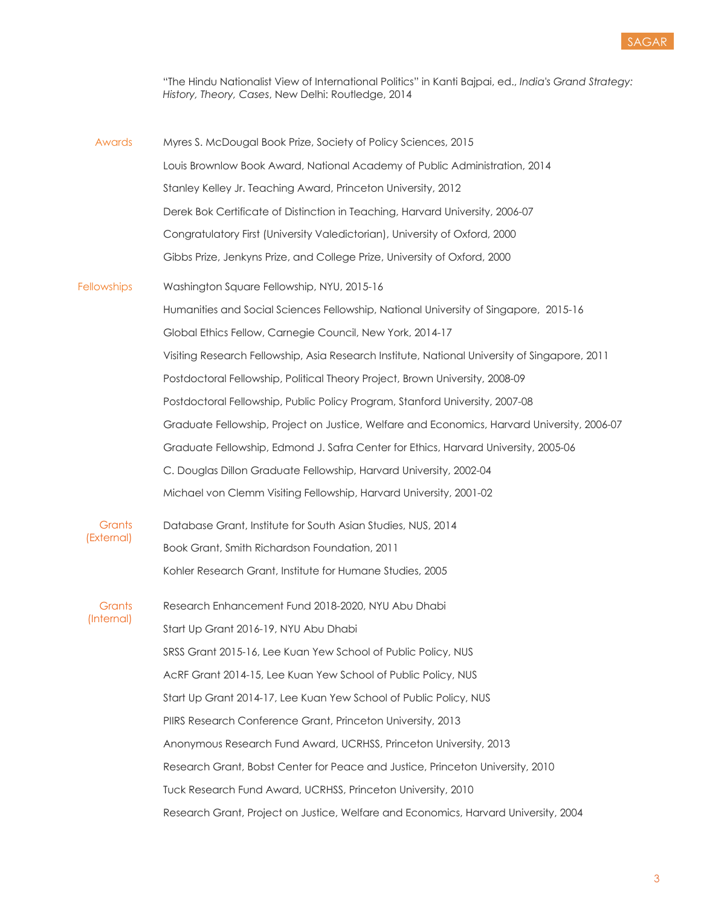"The Hindu Nationalist View of International Politics" in Kanti Bajpai, ed., *India's Grand Strategy: History, Theory, Cases*, New Delhi: Routledge, 2014

## Awards

Myres S. McDougal Book Prize, Society of Policy Sciences, 2015

Louis Brownlow Book Award, National Academy of Public Administration, 2014

Stanley Kelley Jr. Teaching Award, Princeton University, 2012

Derek Bok Certificate of Distinction in Teaching, Harvard University, 2006-07

Congratulatory First (University Valedictorian), University of Oxford, 2000

Gibbs Prize, Jenkyns Prize, and College Prize, University of Oxford, 2000

## Fellowships

Washington Square Fellowship, NYU, 2015-16

Humanities and Social Sciences Fellowship, National University of Singapore, 2015-16

Global Ethics Fellow, Carnegie Council, New York, 2014-17

Visiting Research Fellowship, Asia Research Institute, National University of Singapore, 2011

Postdoctoral Fellowship, Political Theory Project, Brown University, 2008-09

Postdoctoral Fellowship, Public Policy Program, Stanford University, 2007-08

Graduate Fellowship, Project on Justice, Welfare and Economics, Harvard University, 2006-07

Graduate Fellowship, Edmond J. Safra Center for Ethics, Harvard University, 2005-06

C. Douglas Dillon Graduate Fellowship, Harvard University, 2002-04

Michael von Clemm Visiting Fellowship, Harvard University, 2001-02

## Grants (External)

Database Grant, Institute for South Asian Studies, NUS, 2014

Book Grant, Smith Richardson Foundation, 2011

Kohler Research Grant, Institute for Humane Studies, 2005

## Grants (Internal)

Research Enhancement Fund 2018-2020, NYU Abu Dhabi

Start Up Grant 2016-19, NYU Abu Dhabi

SRSS Grant 2015-16, Lee Kuan Yew School of Public Policy, NUS

AcRF Grant 2014-15, Lee Kuan Yew School of Public Policy, NUS

Start Up Grant 2014-17, Lee Kuan Yew School of Public Policy, NUS

PIIRS Research Conference Grant, Princeton University, 2013

Anonymous Research Fund Award, UCRHSS, Princeton University, 2013

Research Grant, Bobst Center for Peace and Justice, Princeton University, 2010

Tuck Research Fund Award, UCRHSS, Princeton University, 2010

Research Grant, Project on Justice, Welfare and Economics, Harvard University, 2004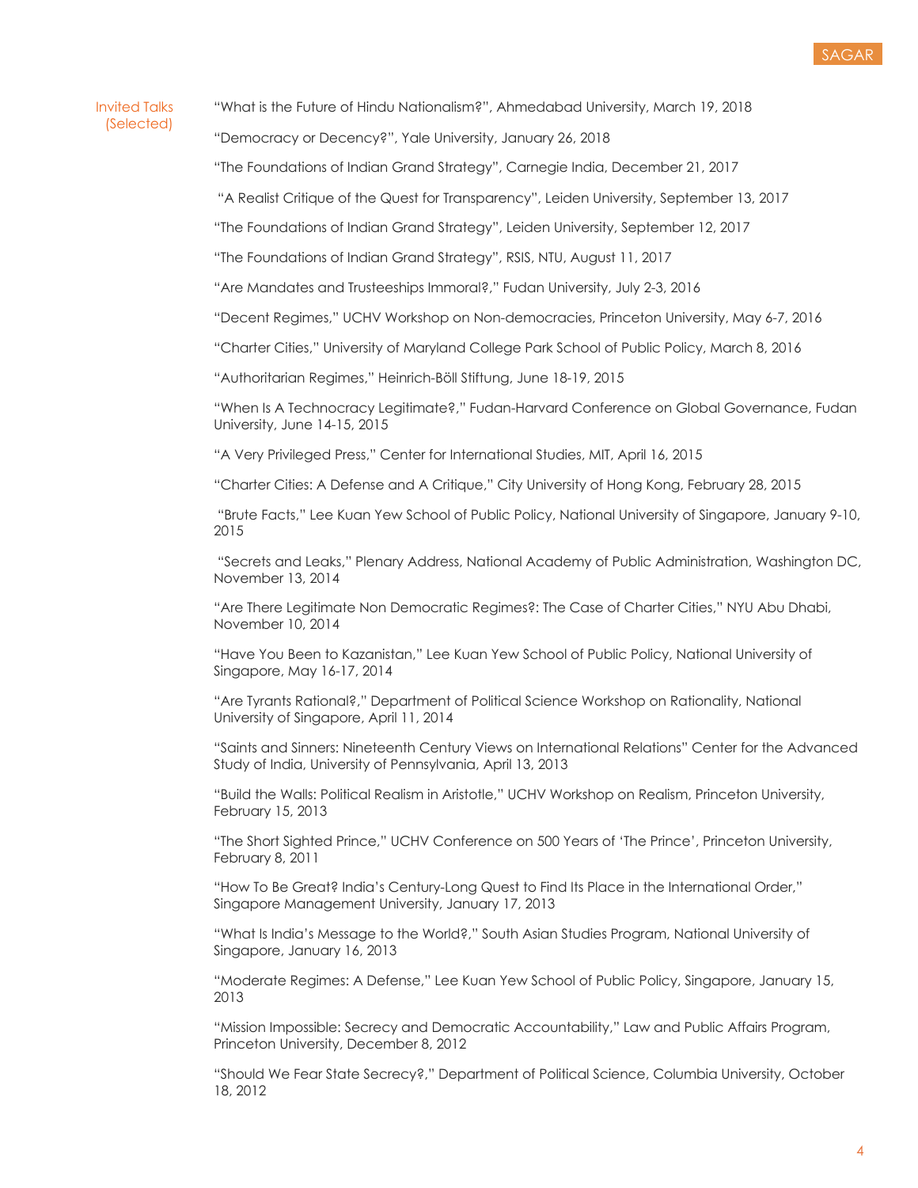## Invited Talks (Selected)

"What is the Future of Hindu Nationalism?", Ahmedabad University, March 19, 2018

"Democracy or Decency?", Yale University, January 26, 2018

"The Foundations of Indian Grand Strategy", Carnegie India, December 21, 2017

"A Realist Critique of the Quest for Transparency", Leiden University, September 13, 2017

"The Foundations of Indian Grand Strategy", Leiden University, September 12, 2017

"The Foundations of Indian Grand Strategy", RSIS, NTU, August 11, 2017

"Are Mandates and Trusteeships Immoral?," Fudan University, July 2-3, 2016

"Decent Regimes," UCHV Workshop on Non-democracies, Princeton University, May 6-7, 2016

"Charter Cities," University of Maryland College Park School of Public Policy, March 8, 2016

"Authoritarian Regimes," Heinrich-Böll Stiftung, June 18-19, 2015

"When Is A Technocracy Legitimate?," Fudan-Harvard Conference on Global Governance, Fudan University, June 14-15, 2015

"A Very Privileged Press," Center for International Studies, MIT, April 16, 2015

"Charter Cities: A Defense and A Critique," City University of Hong Kong, February 28, 2015

"Brute Facts," Lee Kuan Yew School of Public Policy, National University of Singapore, January 9-10, 2015

"Secrets and Leaks," Plenary Address, National Academy of Public Administration, Washington DC, November 13, 2014

"Are There Legitimate Non Democratic Regimes?: The Case of Charter Cities," NYU Abu Dhabi, November 10, 2014

"Have You Been to Kazanistan," Lee Kuan Yew School of Public Policy, National University of Singapore, May 16-17, 2014

"Are Tyrants Rational?," Department of Political Science Workshop on Rationality, National University of Singapore, April 11, 2014

"Saints and Sinners: Nineteenth Century Views on International Relations" Center for the Advanced Study of India, University of Pennsylvania, April 13, 2013

"Build the Walls: Political Realism in Aristotle," UCHV Workshop on Realism, Princeton University, February 15, 2013

"The Short Sighted Prince," UCHV Conference on 500 Years of 'The Prince', Princeton University, February 8, 2011

"How To Be Great? India's Century-Long Quest to Find Its Place in the International Order," Singapore Management University, January 17, 2013

"What Is India's Message to the World?," South Asian Studies Program, National University of Singapore, January 16, 2013

"Moderate Regimes: A Defense," Lee Kuan Yew School of Public Policy, Singapore, January 15, 2013

"Mission Impossible: Secrecy and Democratic Accountability," Law and Public Affairs Program, Princeton University, December 8, 2012

"Should We Fear State Secrecy?," Department of Political Science, Columbia University, October 18, 2012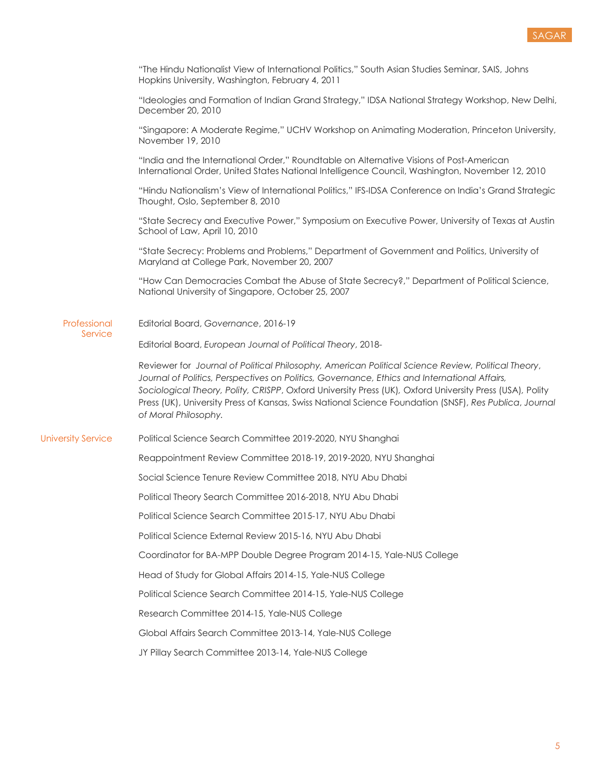"The Hindu Nationalist View of International Politics," South Asian Studies Seminar, SAIS, Johns Hopkins University, Washington, February 4, 2011

"Ideologies and Formation of Indian Grand Strategy," IDSA National Strategy Workshop, New Delhi, December 20, 2010

"Singapore: A Moderate Regime," UCHV Workshop on Animating Moderation, Princeton University, November 19, 2010

"India and the International Order," Roundtable on Alternative Visions of Post-American International Order, United States National Intelligence Council, Washington, November 12, 2010

"Hindu Nationalism's View of International Politics," IFS-IDSA Conference on India's Grand Strategic Thought, Oslo, September 8, 2010

"State Secrecy and Executive Power," Symposium on Executive Power, University of Texas at Austin School of Law, April 10, 2010

"State Secrecy: Problems and Problems," Department of Government and Politics, University of Maryland at College Park, November 20, 2007

"How Can Democracies Combat the Abuse of State Secrecy?," Department of Political Science, National University of Singapore, October 25, 2007

## Professional Service

Editorial Board, *Governance*, 2016-19

Editorial Board, *European Journal of Political Theory*, 2018-

Reviewer for *Journal of Political Philosophy, American Political Science Review, Political Theory*, *Journal of Politics, Perspectives on Politics, Governance, Ethics and International Affairs, Sociological Theory, Polity, CRISPP*, Oxford University Press (UK), Oxford University Press (USA), Polity Press (UK), University Press of Kansas, Swiss National Science Foundation (SNSF), *Res Publica*, *Journal of Moral Philosophy.*

## University Service

Political Science Search Committee 2019-2020, NYU Shanghai

Reappointment Review Committee 2018-19, 2019-2020, NYU Shanghai

Social Science Tenure Review Committee 2018, NYU Abu Dhabi

Political Theory Search Committee 2016-2018, NYU Abu Dhabi

Political Science Search Committee 2015-17, NYU Abu Dhabi

Political Science External Review 2015-16, NYU Abu Dhabi

Coordinator for BA-MPP Double Degree Program 2014-15, Yale-NUS College

Head of Study for Global Affairs 2014-15, Yale-NUS College

Political Science Search Committee 2014-15, Yale-NUS College

Research Committee 2014-15, Yale-NUS College

Global Affairs Search Committee 2013-14, Yale-NUS College

JY Pillay Search Committee 2013-14, Yale-NUS College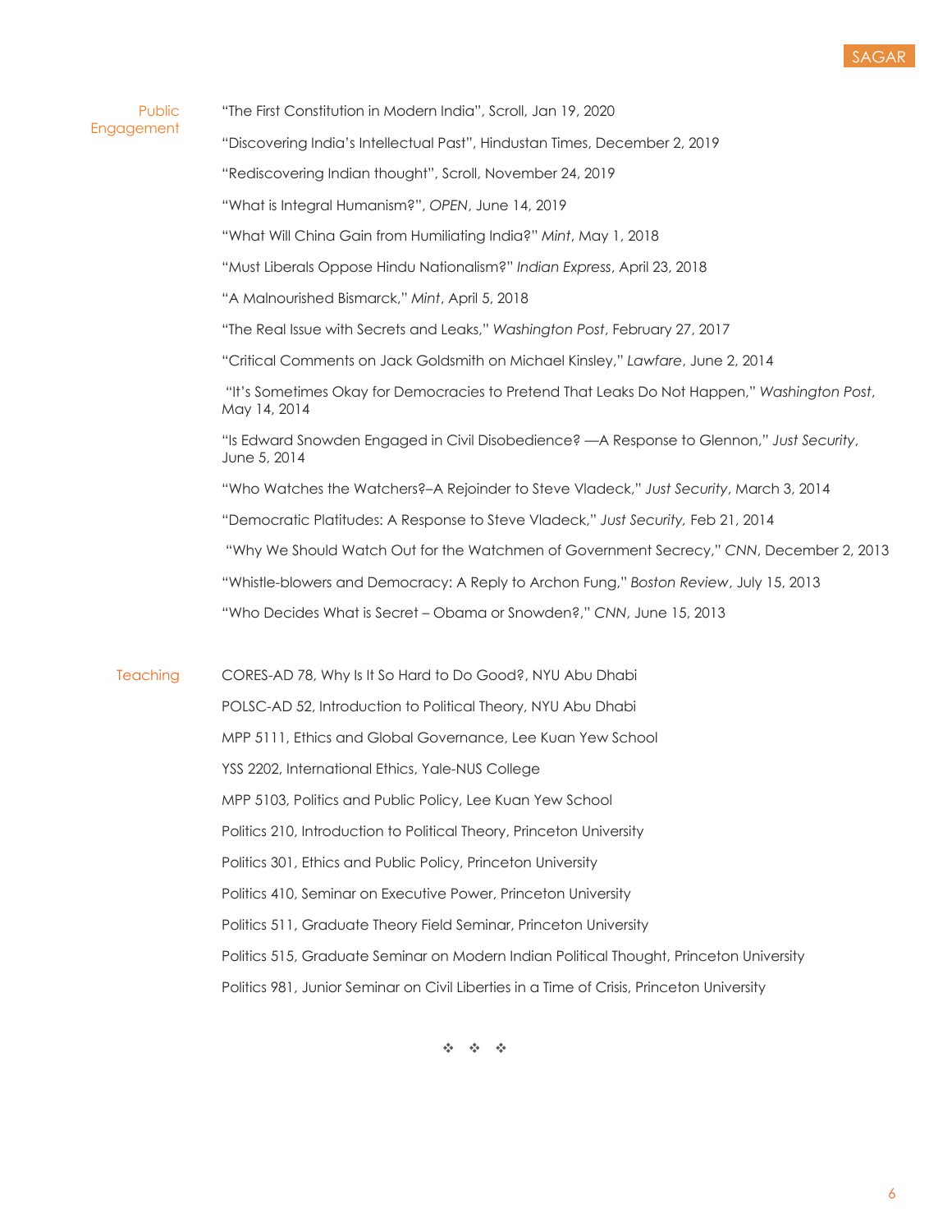## Public Engagement

"The First Constitution in Modern India", Scroll, Jan 19, 2020

"Discovering India's Intellectual Past", Hindustan Times, December 2, 2019

"Rediscovering Indian thought", Scroll, November 24, 2019

"What is Integral Humanism?", *OPEN*, June 14, 2019

"What Will China Gain from Humiliating India?" *Mint*, May 1, 2018

"Must Liberals Oppose Hindu Nationalism?" *Indian Express*, April 23, 2018

"A Malnourished Bismarck," *Mint*, April 5, 2018

"The Real Issue with Secrets and Leaks," *Washington Post*, February 27, 2017

"Critical Comments on Jack Goldsmith on Michael Kinsley," *Lawfare*, June 2, 2014

"It's Sometimes Okay for Democracies to Pretend That Leaks Do Not Happen," *Washington Post*, May 14, 2014

"Is Edward Snowden Engaged in Civil Disobedience? —A Response to Glennon," *Just Security*, June 5, 2014

"Who Watches the Watchers?–A Rejoinder to Steve Vladeck," *Just Security*, March 3, 2014

"Democratic Platitudes: A Response to Steve Vladeck," *Just Security,* Feb 21, 2014

"Why We Should Watch Out for the Watchmen of Government Secrecy," *CNN*, December 2, 2013

"Whistle-blowers and Democracy: A Reply to Archon Fung," *Boston Review*, July 15, 2013

"Who Decides What is Secret – Obama or Snowden?," *CNN*, June 15, 2013

## Teaching

CORES-AD 78, Why Is It So Hard to Do Good?, NYU Abu Dhabi

POLSC-AD 52, Introduction to Political Theory, NYU Abu Dhabi

MPP 5111, Ethics and Global Governance, Lee Kuan Yew School

YSS 2202, International Ethics, Yale-NUS College

MPP 5103, Politics and Public Policy, Lee Kuan Yew School

Politics 210, Introduction to Political Theory, Princeton University

Politics 301, Ethics and Public Policy, Princeton University

Politics 410, Seminar on Executive Power, Princeton University

Politics 511, Graduate Theory Field Seminar, Princeton University

Politics 515, Graduate Seminar on Modern Indian Political Thought, Princeton University

Politics 981, Junior Seminar on Civil Liberties in a Time of Crisis, Princeton University

❖ ❖ ❖